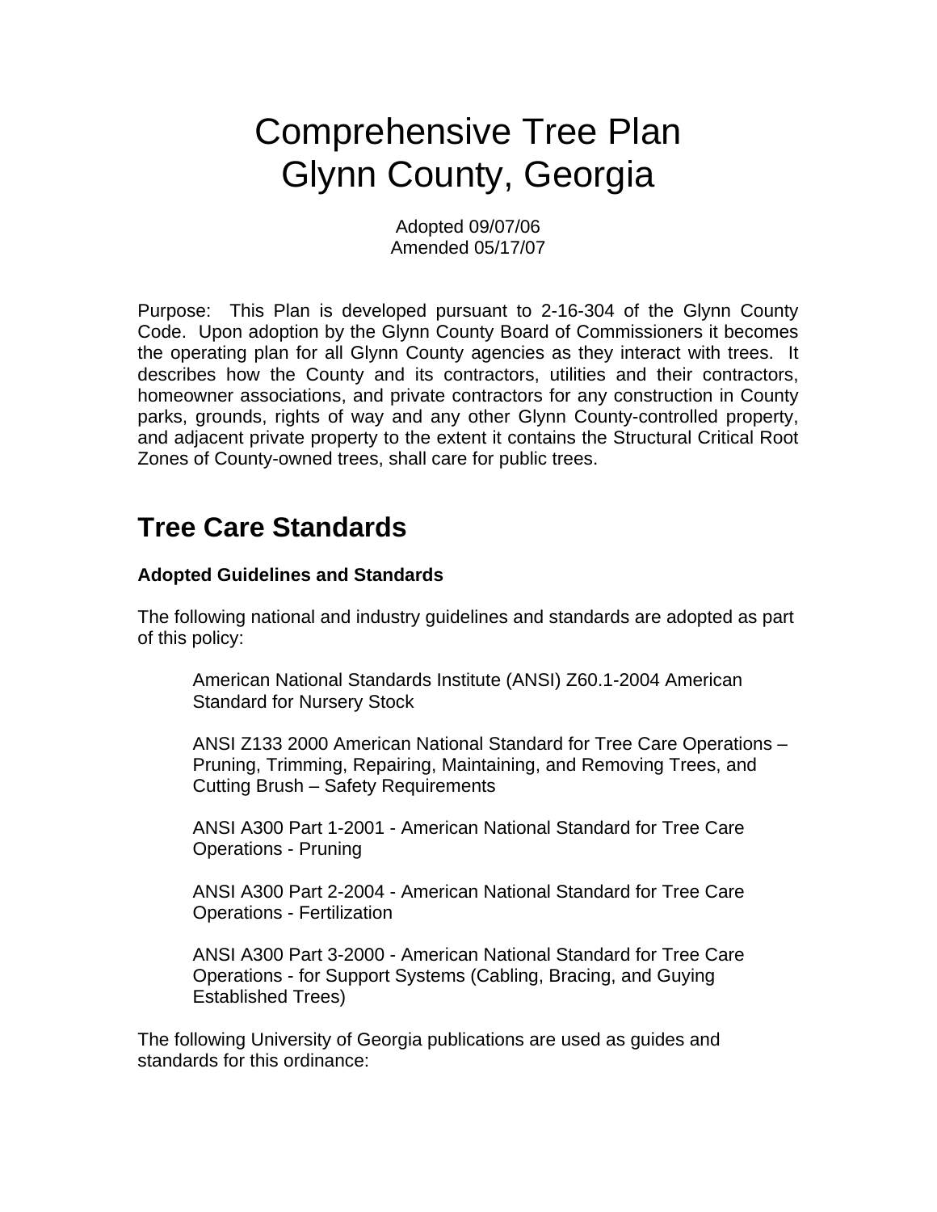# Comprehensive Tree Plan
# Glynn County, Georgia

Adopted 09/07/06
Amended 05/17/07

Purpose: This Plan is developed pursuant to 2-16-304 of the Glynn County Code. Upon adoption by the Glynn County Board of Commissioners it becomes the operating plan for all Glynn County agencies as they interact with trees. It describes how the County and its contractors, utilities and their contractors, homeowner associations, and private contractors for any construction in County parks, grounds, rights of way and any other Glynn County-controlled property, and adjacent private property to the extent it contains the Structural Critical Root Zones of County-owned trees, shall care for public trees.

## Tree Care Standards

**Adopted Guidelines and Standards**

The following national and industry guidelines and standards are adopted as part of this policy:

> American National Standards Institute (ANSI) Z60.1-2004 American Standard for Nursery Stock
>
> ANSI Z133 2000 American National Standard for Tree Care Operations – Pruning, Trimming, Repairing, Maintaining, and Removing Trees, and Cutting Brush – Safety Requirements
>
> ANSI A300 Part 1-2001 - American National Standard for Tree Care Operations - Pruning
>
> ANSI A300 Part 2-2004 - American National Standard for Tree Care Operations - Fertilization
>
> ANSI A300 Part 3-2000 - American National Standard for Tree Care Operations - for Support Systems (Cabling, Bracing, and Guying Established Trees)

The following University of Georgia publications are used as guides and standards for this ordinance: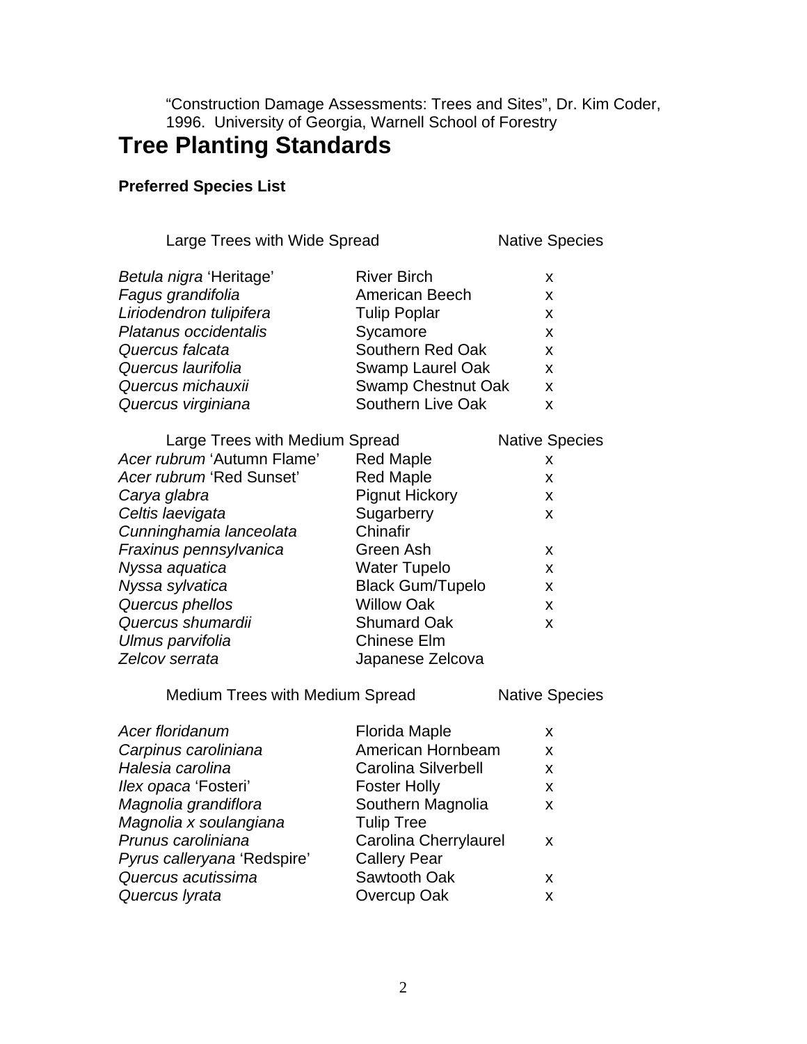"Construction Damage Assessments: Trees and Sites", Dr. Kim Coder, 1996. University of Georgia, Warnell School of Forestry

# Tree Planting Standards

**Preferred Species List**

| Large Trees with Wide Spread | | Native Species |
|---|---|---|
| *Betula nigra* 'Heritage' | River Birch | x |
| *Fagus grandifolia* | American Beech | x |
| *Liriodendron tulipifera* | Tulip Poplar | x |
| *Platanus occidentalis* | Sycamore | x |
| *Quercus falcata* | Southern Red Oak | x |
| *Quercus laurifolia* | Swamp Laurel Oak | x |
| *Quercus michauxii* | Swamp Chestnut Oak | x |
| *Quercus virginiana* | Southern Live Oak | x |

| Large Trees with Medium Spread | | Native Species |
|---|---|---|
| *Acer rubrum* 'Autumn Flame' | Red Maple | x |
| *Acer rubrum* 'Red Sunset' | Red Maple | x |
| *Carya glabra* | Pignut Hickory | x |
| *Celtis laevigata* | Sugarberry | x |
| *Cunninghamia lanceolata* | Chinafir | |
| *Fraxinus pennsylvanica* | Green Ash | x |
| *Nyssa aquatica* | Water Tupelo | x |
| *Nyssa sylvatica* | Black Gum/Tupelo | x |
| *Quercus phellos* | Willow Oak | x |
| *Quercus shumardii* | Shumard Oak | x |
| *Ulmus parvifolia* | Chinese Elm | |
| *Zelcov serrata* | Japanese Zelcova | |

| Medium Trees with Medium Spread | | Native Species |
|---|---|---|
| *Acer floridanum* | Florida Maple | x |
| *Carpinus caroliniana* | American Hornbeam | x |
| *Halesia carolina* | Carolina Silverbell | x |
| *Ilex opaca* 'Fosteri' | Foster Holly | x |
| *Magnolia grandiflora* | Southern Magnolia | x |
| *Magnolia x soulangiana* | Tulip Tree | |
| *Prunus caroliniana* | Carolina Cherrylaurel | x |
| *Pyrus calleryana* 'Redspire' | Callery Pear | |
| *Quercus acutissima* | Sawtooth Oak | x |
| *Quercus lyrata* | Overcup Oak | x |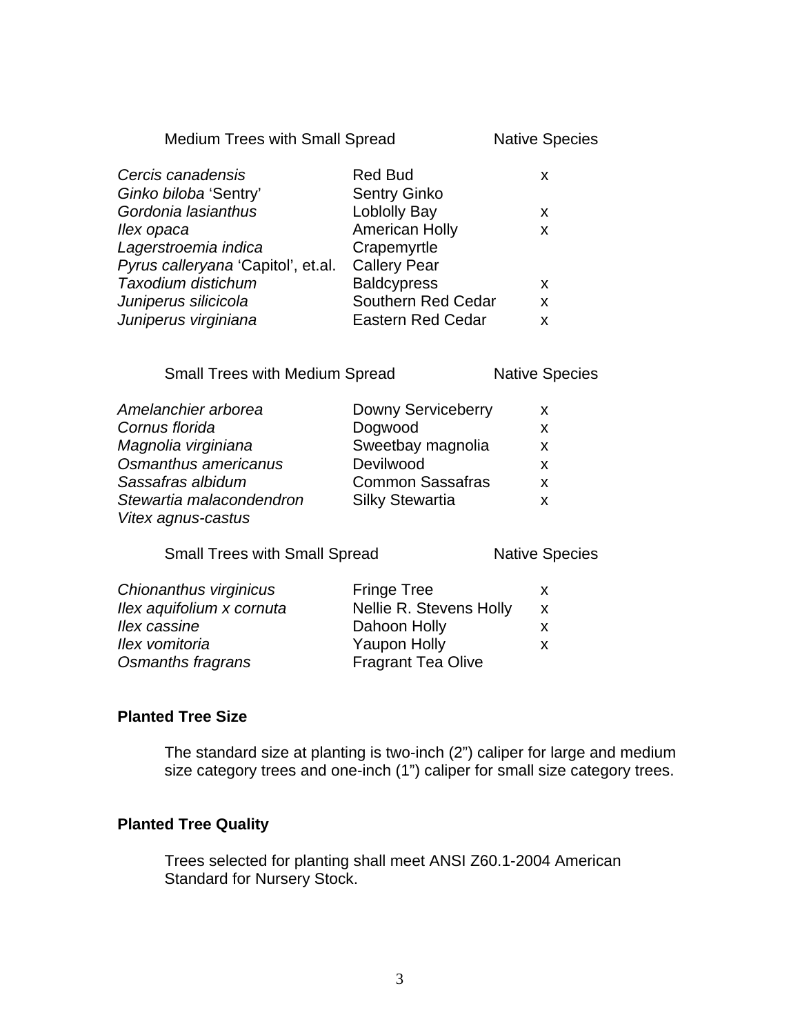| Medium Trees with Small Spread | | Native Species |
|---|---|---|
| *Cercis canadensis* | Red Bud | x |
| *Ginko biloba* 'Sentry' | Sentry Ginko | |
| *Gordonia lasianthus* | Loblolly Bay | x |
| *Ilex opaca* | American Holly | x |
| *Lagerstroemia indica* | Crapemyrtle | |
| *Pyrus calleryana* 'Capitol', et.al. | Callery Pear | |
| *Taxodium distichum* | Baldcypress | x |
| *Juniperus silicicola* | Southern Red Cedar | x |
| *Juniperus virginiana* | Eastern Red Cedar | x |

| Small Trees with Medium Spread | | Native Species |
|---|---|---|
| *Amelanchier arborea* | Downy Serviceberry | x |
| *Cornus florida* | Dogwood | x |
| *Magnolia virginiana* | Sweetbay magnolia | x |
| *Osmanthus americanus* | Devilwood | x |
| *Sassafras albidum* | Common Sassafras | x |
| *Stewartia malacondendron* | Silky Stewartia | x |
| *Vitex agnus-castus* | | |

| Small Trees with Small Spread | | Native Species |
|---|---|---|
| *Chionanthus virginicus* | Fringe Tree | x |
| *Ilex aquifolium x cornuta* | Nellie R. Stevens Holly | x |
| *Ilex cassine* | Dahoon Holly | x |
| *Ilex vomitoria* | Yaupon Holly | x |
| *Osmanths fragrans* | Fragrant Tea Olive | |

**Planted Tree Size**

The standard size at planting is two-inch (2") caliper for large and medium size category trees and one-inch (1") caliper for small size category trees.

**Planted Tree Quality**

Trees selected for planting shall meet ANSI Z60.1-2004 American Standard for Nursery Stock.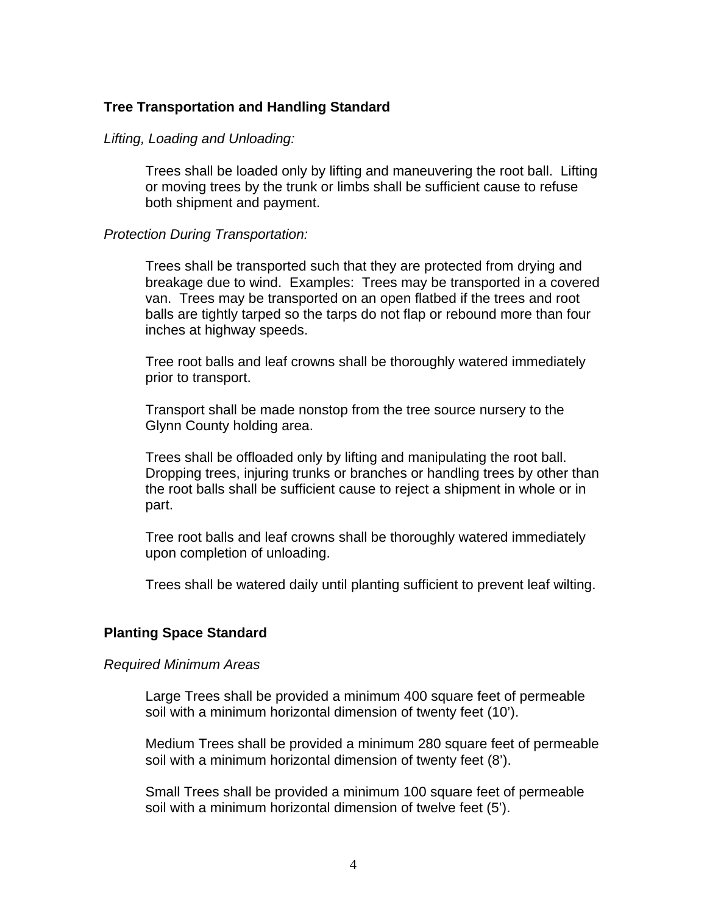## Tree Transportation and Handling Standard

*Lifting, Loading and Unloading:*

Trees shall be loaded only by lifting and maneuvering the root ball. Lifting or moving trees by the trunk or limbs shall be sufficient cause to refuse both shipment and payment.

*Protection During Transportation:*

Trees shall be transported such that they are protected from drying and breakage due to wind. Examples: Trees may be transported in a covered van. Trees may be transported on an open flatbed if the trees and root balls are tightly tarped so the tarps do not flap or rebound more than four inches at highway speeds.

Tree root balls and leaf crowns shall be thoroughly watered immediately prior to transport.

Transport shall be made nonstop from the tree source nursery to the Glynn County holding area.

Trees shall be offloaded only by lifting and manipulating the root ball. Dropping trees, injuring trunks or branches or handling trees by other than the root balls shall be sufficient cause to reject a shipment in whole or in part.

Tree root balls and leaf crowns shall be thoroughly watered immediately upon completion of unloading.

Trees shall be watered daily until planting sufficient to prevent leaf wilting.

## Planting Space Standard

*Required Minimum Areas*

Large Trees shall be provided a minimum 400 square feet of permeable soil with a minimum horizontal dimension of twenty feet (10').

Medium Trees shall be provided a minimum 280 square feet of permeable soil with a minimum horizontal dimension of twenty feet (8').

Small Trees shall be provided a minimum 100 square feet of permeable soil with a minimum horizontal dimension of twelve feet (5').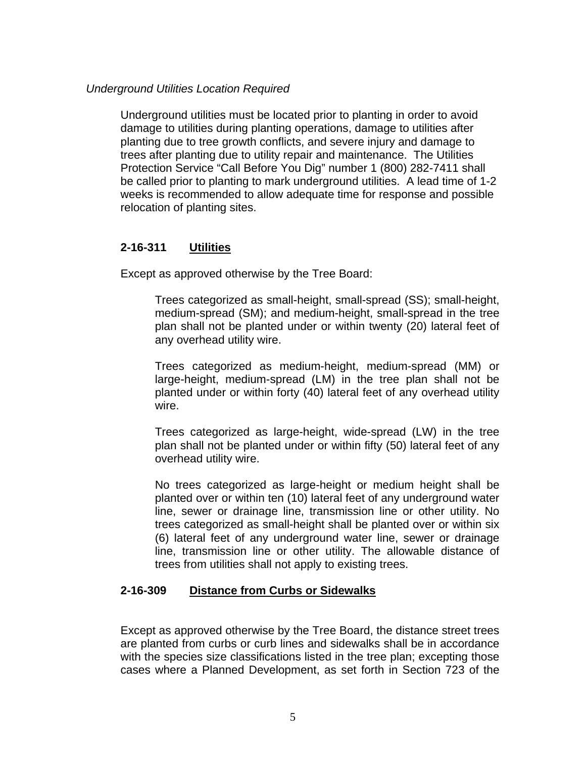*Underground Utilities Location Required*

Underground utilities must be located prior to planting in order to avoid damage to utilities during planting operations, damage to utilities after planting due to tree growth conflicts, and severe injury and damage to trees after planting due to utility repair and maintenance. The Utilities Protection Service "Call Before You Dig" number 1 (800) 282-7411 shall be called prior to planting to mark underground utilities. A lead time of 1-2 weeks is recommended to allow adequate time for response and possible relocation of planting sites.

### 2-16-311 Utilities

Except as approved otherwise by the Tree Board:

Trees categorized as small-height, small-spread (SS); small-height, medium-spread (SM); and medium-height, small-spread in the tree plan shall not be planted under or within twenty (20) lateral feet of any overhead utility wire.

Trees categorized as medium-height, medium-spread (MM) or large-height, medium-spread (LM) in the tree plan shall not be planted under or within forty (40) lateral feet of any overhead utility wire.

Trees categorized as large-height, wide-spread (LW) in the tree plan shall not be planted under or within fifty (50) lateral feet of any overhead utility wire.

No trees categorized as large-height or medium height shall be planted over or within ten (10) lateral feet of any underground water line, sewer or drainage line, transmission line or other utility. No trees categorized as small-height shall be planted over or within six (6) lateral feet of any underground water line, sewer or drainage line, transmission line or other utility. The allowable distance of trees from utilities shall not apply to existing trees.

### 2-16-309 Distance from Curbs or Sidewalks

Except as approved otherwise by the Tree Board, the distance street trees are planted from curbs or curb lines and sidewalks shall be in accordance with the species size classifications listed in the tree plan; excepting those cases where a Planned Development, as set forth in Section 723 of the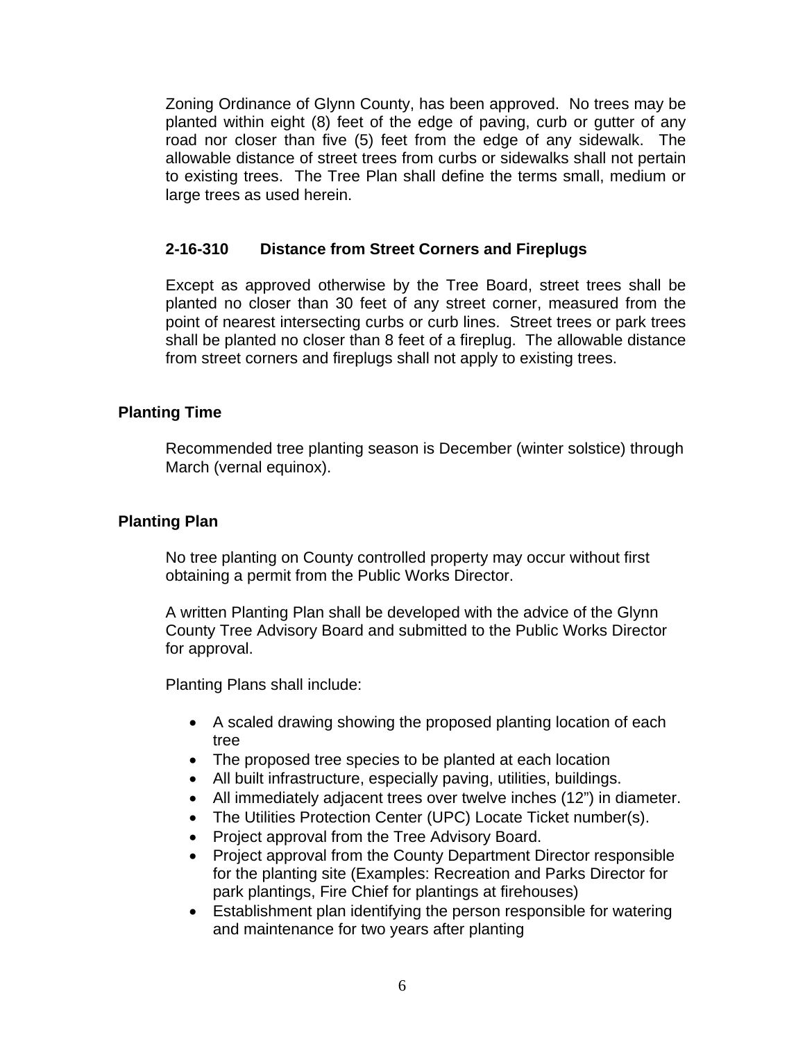Zoning Ordinance of Glynn County, has been approved. No trees may be planted within eight (8) feet of the edge of paving, curb or gutter of any road nor closer than five (5) feet from the edge of any sidewalk. The allowable distance of street trees from curbs or sidewalks shall not pertain to existing trees. The Tree Plan shall define the terms small, medium or large trees as used herein.

### 2-16-310 Distance from Street Corners and Fireplugs

Except as approved otherwise by the Tree Board, street trees shall be planted no closer than 30 feet of any street corner, measured from the point of nearest intersecting curbs or curb lines. Street trees or park trees shall be planted no closer than 8 feet of a fireplug. The allowable distance from street corners and fireplugs shall not apply to existing trees.

## Planting Time

Recommended tree planting season is December (winter solstice) through March (vernal equinox).

## Planting Plan

No tree planting on County controlled property may occur without first obtaining a permit from the Public Works Director.

A written Planting Plan shall be developed with the advice of the Glynn County Tree Advisory Board and submitted to the Public Works Director for approval.

Planting Plans shall include:

- A scaled drawing showing the proposed planting location of each tree
- The proposed tree species to be planted at each location
- All built infrastructure, especially paving, utilities, buildings.
- All immediately adjacent trees over twelve inches (12”) in diameter.
- The Utilities Protection Center (UPC) Locate Ticket number(s).
- Project approval from the Tree Advisory Board.
- Project approval from the County Department Director responsible for the planting site (Examples: Recreation and Parks Director for park plantings, Fire Chief for plantings at firehouses)
- Establishment plan identifying the person responsible for watering and maintenance for two years after planting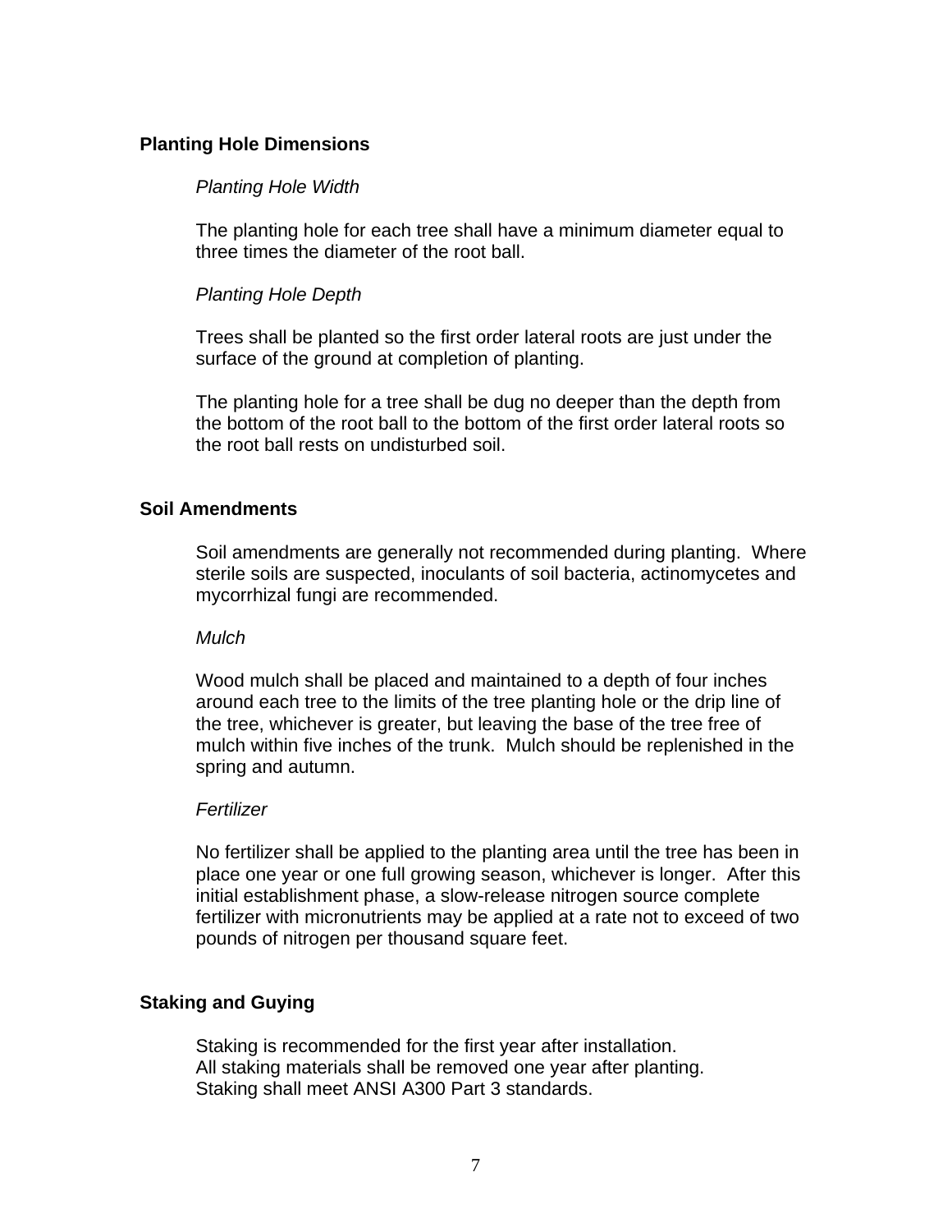## Planting Hole Dimensions

*Planting Hole Width*

The planting hole for each tree shall have a minimum diameter equal to three times the diameter of the root ball.

*Planting Hole Depth*

Trees shall be planted so the first order lateral roots are just under the surface of the ground at completion of planting.

The planting hole for a tree shall be dug no deeper than the depth from the bottom of the root ball to the bottom of the first order lateral roots so the root ball rests on undisturbed soil.

## Soil Amendments

Soil amendments are generally not recommended during planting. Where sterile soils are suspected, inoculants of soil bacteria, actinomycetes and mycorrhizal fungi are recommended.

*Mulch*

Wood mulch shall be placed and maintained to a depth of four inches around each tree to the limits of the tree planting hole or the drip line of the tree, whichever is greater, but leaving the base of the tree free of mulch within five inches of the trunk. Mulch should be replenished in the spring and autumn.

*Fertilizer*

No fertilizer shall be applied to the planting area until the tree has been in place one year or one full growing season, whichever is longer. After this initial establishment phase, a slow-release nitrogen source complete fertilizer with micronutrients may be applied at a rate not to exceed of two pounds of nitrogen per thousand square feet.

## Staking and Guying

Staking is recommended for the first year after installation.
All staking materials shall be removed one year after planting.
Staking shall meet ANSI A300 Part 3 standards.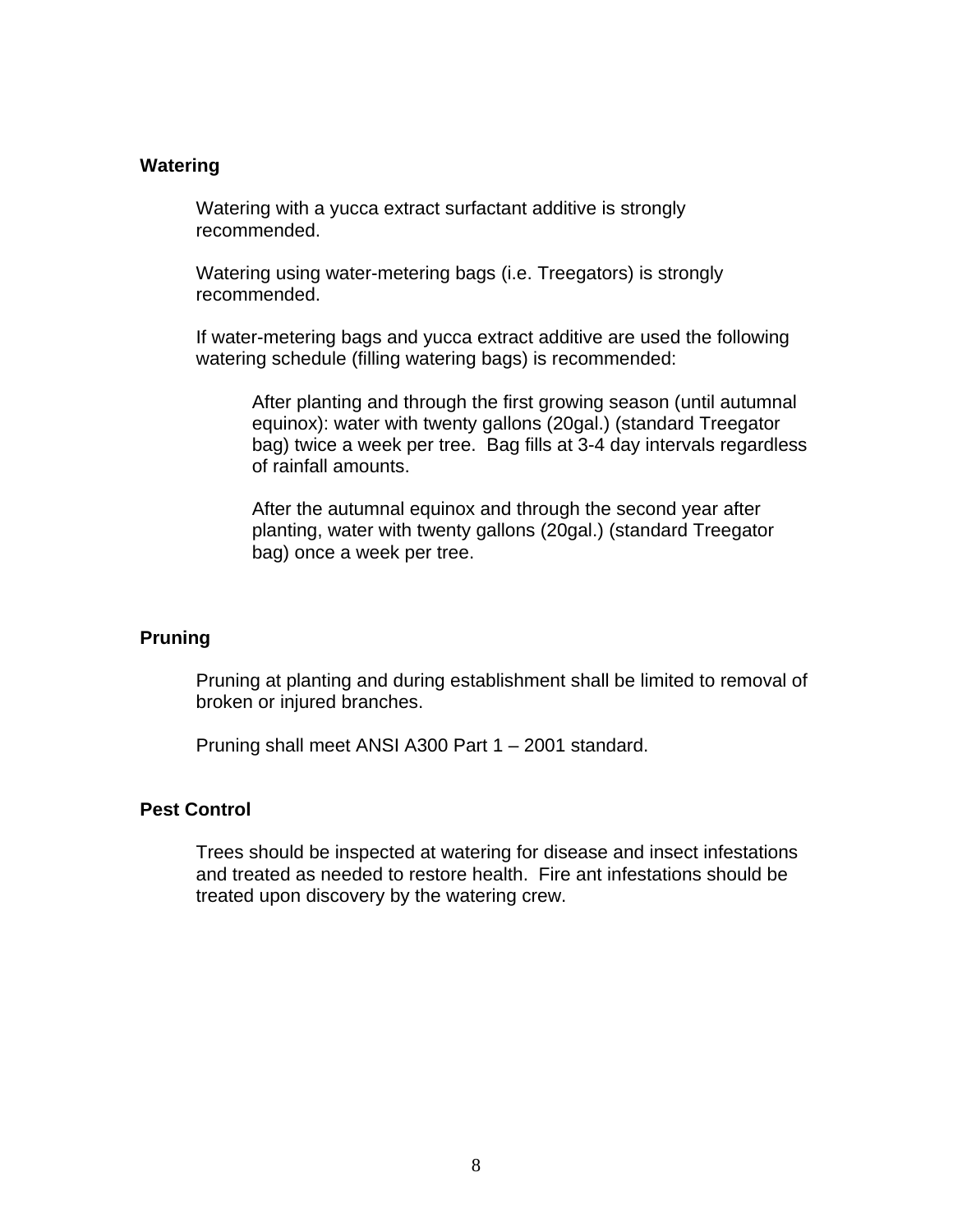## Watering

Watering with a yucca extract surfactant additive is strongly recommended.

Watering using water-metering bags (i.e. Treegators) is strongly recommended.

If water-metering bags and yucca extract additive are used the following watering schedule (filling watering bags) is recommended:

> After planting and through the first growing season (until autumnal equinox): water with twenty gallons (20gal.) (standard Treegator bag) twice a week per tree. Bag fills at 3-4 day intervals regardless of rainfall amounts.
>
> After the autumnal equinox and through the second year after planting, water with twenty gallons (20gal.) (standard Treegator bag) once a week per tree.

## Pruning

Pruning at planting and during establishment shall be limited to removal of broken or injured branches.

Pruning shall meet ANSI A300 Part 1 – 2001 standard.

## Pest Control

Trees should be inspected at watering for disease and insect infestations and treated as needed to restore health. Fire ant infestations should be treated upon discovery by the watering crew.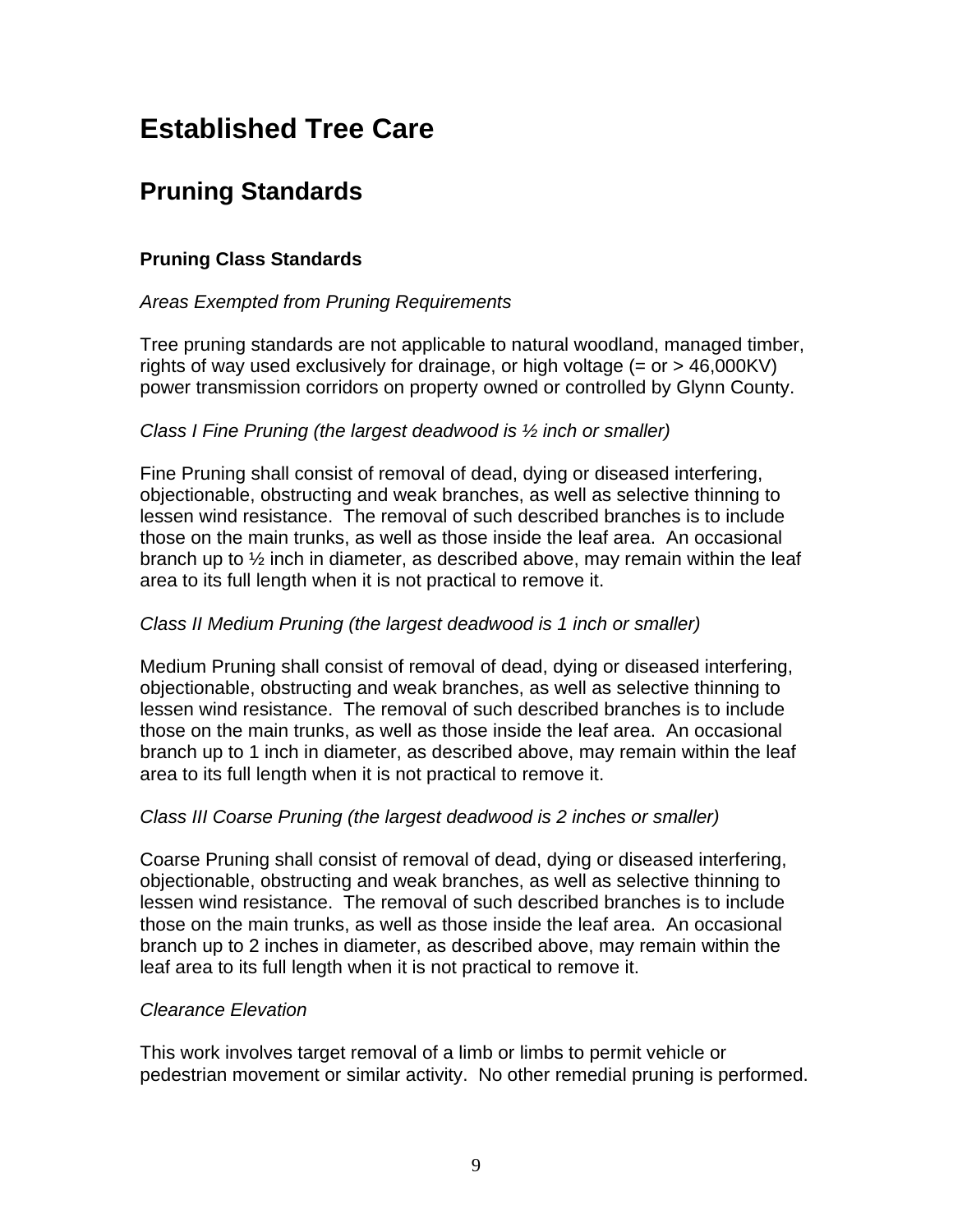# Established Tree Care

## Pruning Standards

### Pruning Class Standards

*Areas Exempted from Pruning Requirements*

Tree pruning standards are not applicable to natural woodland, managed timber, rights of way used exclusively for drainage, or high voltage (= or > 46,000KV) power transmission corridors on property owned or controlled by Glynn County.

*Class I Fine Pruning (the largest deadwood is ½ inch or smaller)*

Fine Pruning shall consist of removal of dead, dying or diseased interfering, objectionable, obstructing and weak branches, as well as selective thinning to lessen wind resistance. The removal of such described branches is to include those on the main trunks, as well as those inside the leaf area. An occasional branch up to ½ inch in diameter, as described above, may remain within the leaf area to its full length when it is not practical to remove it.

*Class II Medium Pruning (the largest deadwood is 1 inch or smaller)*

Medium Pruning shall consist of removal of dead, dying or diseased interfering, objectionable, obstructing and weak branches, as well as selective thinning to lessen wind resistance. The removal of such described branches is to include those on the main trunks, as well as those inside the leaf area. An occasional branch up to 1 inch in diameter, as described above, may remain within the leaf area to its full length when it is not practical to remove it.

*Class III Coarse Pruning (the largest deadwood is 2 inches or smaller)*

Coarse Pruning shall consist of removal of dead, dying or diseased interfering, objectionable, obstructing and weak branches, as well as selective thinning to lessen wind resistance. The removal of such described branches is to include those on the main trunks, as well as those inside the leaf area. An occasional branch up to 2 inches in diameter, as described above, may remain within the leaf area to its full length when it is not practical to remove it.

*Clearance Elevation*

This work involves target removal of a limb or limbs to permit vehicle or pedestrian movement or similar activity. No other remedial pruning is performed.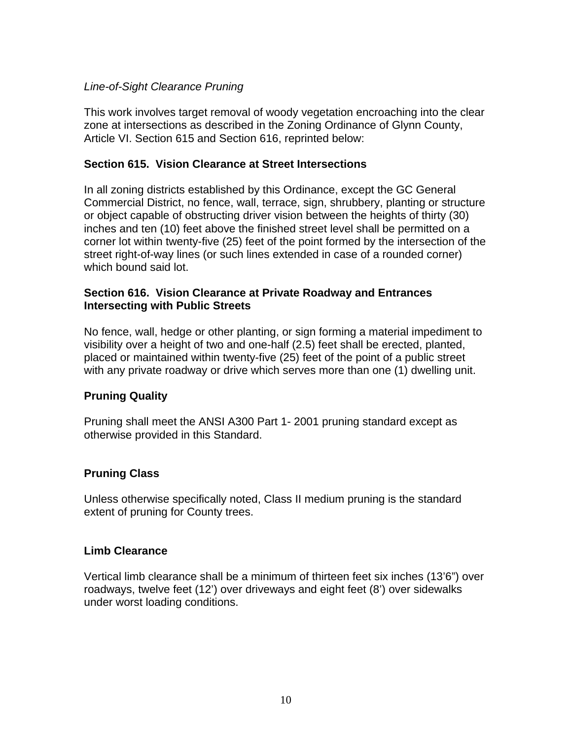*Line-of-Sight Clearance Pruning*

This work involves target removal of woody vegetation encroaching into the clear zone at intersections as described in the Zoning Ordinance of Glynn County, Article VI. Section 615 and Section 616, reprinted below:

**Section 615. Vision Clearance at Street Intersections**

In all zoning districts established by this Ordinance, except the GC General Commercial District, no fence, wall, terrace, sign, shrubbery, planting or structure or object capable of obstructing driver vision between the heights of thirty (30) inches and ten (10) feet above the finished street level shall be permitted on a corner lot within twenty-five (25) feet of the point formed by the intersection of the street right-of-way lines (or such lines extended in case of a rounded corner) which bound said lot.

**Section 616. Vision Clearance at Private Roadway and Entrances Intersecting with Public Streets**

No fence, wall, hedge or other planting, or sign forming a material impediment to visibility over a height of two and one-half (2.5) feet shall be erected, planted, placed or maintained within twenty-five (25) feet of the point of a public street with any private roadway or drive which serves more than one (1) dwelling unit.

**Pruning Quality**

Pruning shall meet the ANSI A300 Part 1- 2001 pruning standard except as otherwise provided in this Standard.

**Pruning Class**

Unless otherwise specifically noted, Class II medium pruning is the standard extent of pruning for County trees.

**Limb Clearance**

Vertical limb clearance shall be a minimum of thirteen feet six inches (13'6") over roadways, twelve feet (12') over driveways and eight feet (8') over sidewalks under worst loading conditions.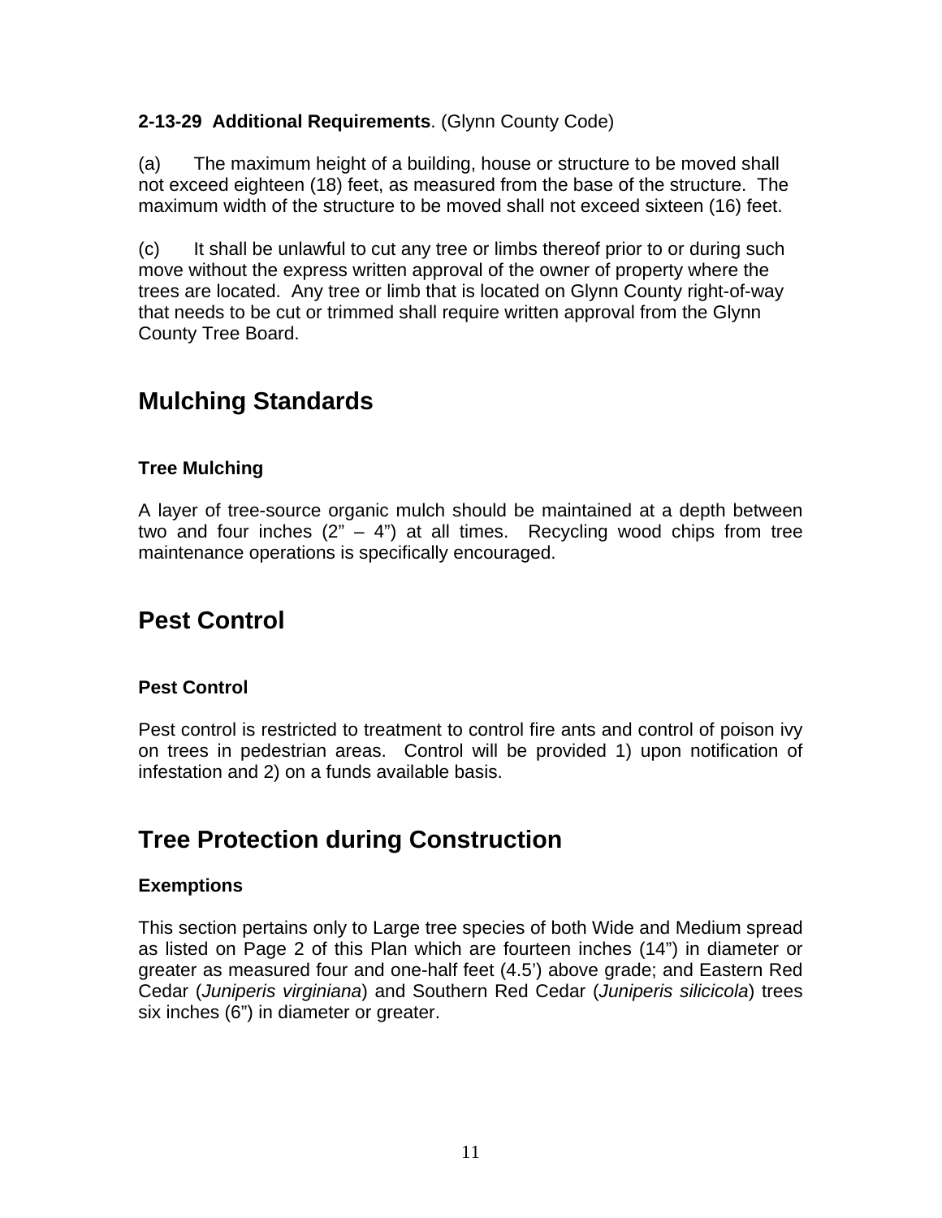**2-13-29 Additional Requirements**. (Glynn County Code)

(a) The maximum height of a building, house or structure to be moved shall not exceed eighteen (18) feet, as measured from the base of the structure. The maximum width of the structure to be moved shall not exceed sixteen (16) feet.

(c) It shall be unlawful to cut any tree or limbs thereof prior to or during such move without the express written approval of the owner of property where the trees are located. Any tree or limb that is located on Glynn County right-of-way that needs to be cut or trimmed shall require written approval from the Glynn County Tree Board.

## Mulching Standards

### Tree Mulching

A layer of tree-source organic mulch should be maintained at a depth between two and four inches (2" – 4") at all times. Recycling wood chips from tree maintenance operations is specifically encouraged.

## Pest Control

### Pest Control

Pest control is restricted to treatment to control fire ants and control of poison ivy on trees in pedestrian areas. Control will be provided 1) upon notification of infestation and 2) on a funds available basis.

## Tree Protection during Construction

### Exemptions

This section pertains only to Large tree species of both Wide and Medium spread as listed on Page 2 of this Plan which are fourteen inches (14") in diameter or greater as measured four and one-half feet (4.5') above grade; and Eastern Red Cedar (*Juniperis virginiana*) and Southern Red Cedar (*Juniperis silicicola*) trees six inches (6") in diameter or greater.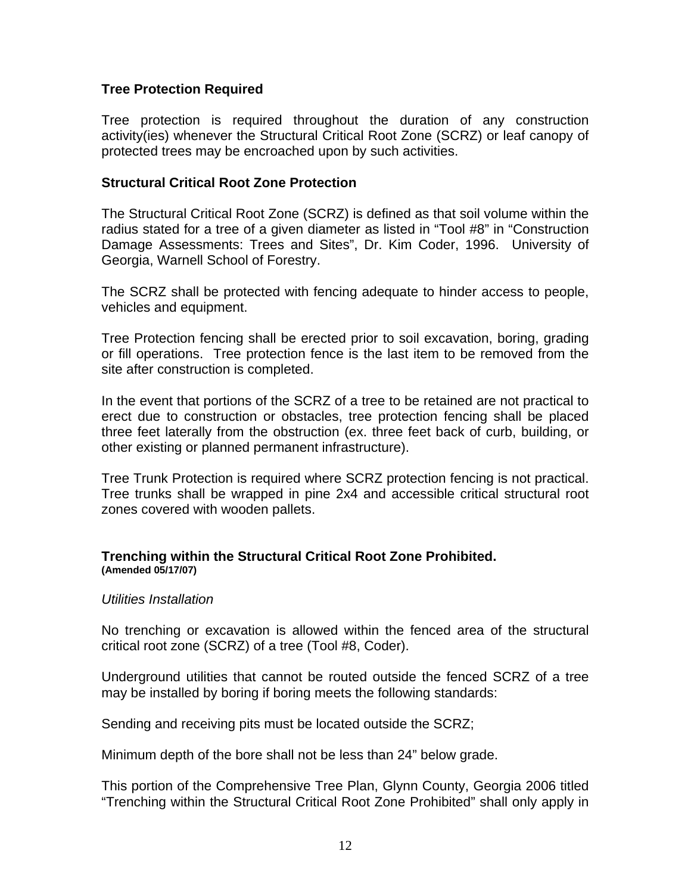**Tree Protection Required**

Tree protection is required throughout the duration of any construction activity(ies) whenever the Structural Critical Root Zone (SCRZ) or leaf canopy of protected trees may be encroached upon by such activities.

**Structural Critical Root Zone Protection**

The Structural Critical Root Zone (SCRZ) is defined as that soil volume within the radius stated for a tree of a given diameter as listed in "Tool #8" in "Construction Damage Assessments: Trees and Sites", Dr. Kim Coder, 1996. University of Georgia, Warnell School of Forestry.

The SCRZ shall be protected with fencing adequate to hinder access to people, vehicles and equipment.

Tree Protection fencing shall be erected prior to soil excavation, boring, grading or fill operations. Tree protection fence is the last item to be removed from the site after construction is completed.

In the event that portions of the SCRZ of a tree to be retained are not practical to erect due to construction or obstacles, tree protection fencing shall be placed three feet laterally from the obstruction (ex. three feet back of curb, building, or other existing or planned permanent infrastructure).

Tree Trunk Protection is required where SCRZ protection fencing is not practical. Tree trunks shall be wrapped in pine 2x4 and accessible critical structural root zones covered with wooden pallets.

**Trenching within the Structural Critical Root Zone Prohibited.**
**(Amended 05/17/07)**

*Utilities Installation*

No trenching or excavation is allowed within the fenced area of the structural critical root zone (SCRZ) of a tree (Tool #8, Coder).

Underground utilities that cannot be routed outside the fenced SCRZ of a tree may be installed by boring if boring meets the following standards:

Sending and receiving pits must be located outside the SCRZ;

Minimum depth of the bore shall not be less than 24" below grade.

This portion of the Comprehensive Tree Plan, Glynn County, Georgia 2006 titled "Trenching within the Structural Critical Root Zone Prohibited" shall only apply in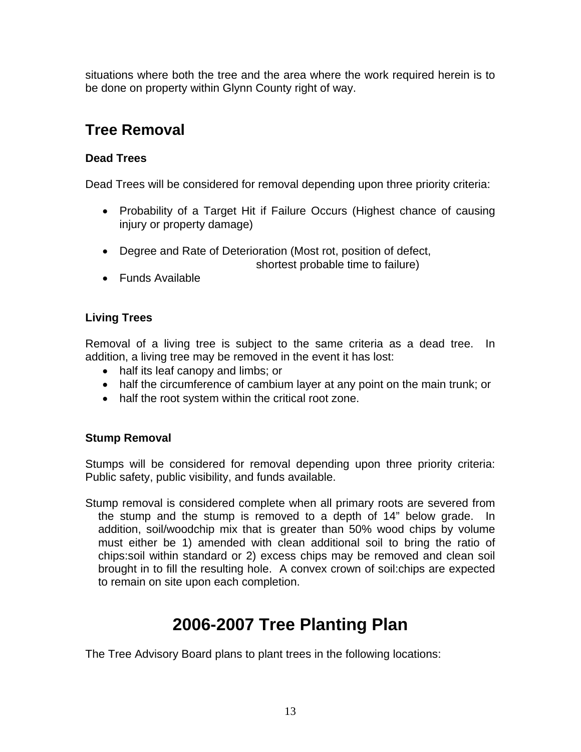situations where both the tree and the area where the work required herein is to be done on property within Glynn County right of way.

## Tree Removal

### Dead Trees

Dead Trees will be considered for removal depending upon three priority criteria:

- Probability of a Target Hit if Failure Occurs (Highest chance of causing injury or property damage)
- Degree and Rate of Deterioration (Most rot, position of defect, shortest probable time to failure)
- Funds Available

### Living Trees

Removal of a living tree is subject to the same criteria as a dead tree. In addition, a living tree may be removed in the event it has lost:

- half its leaf canopy and limbs; or
- half the circumference of cambium layer at any point on the main trunk; or
- half the root system within the critical root zone.

### Stump Removal

Stumps will be considered for removal depending upon three priority criteria: Public safety, public visibility, and funds available.

Stump removal is considered complete when all primary roots are severed from the stump and the stump is removed to a depth of 14" below grade. In addition, soil/woodchip mix that is greater than 50% wood chips by volume must either be 1) amended with clean additional soil to bring the ratio of chips:soil within standard or 2) excess chips may be removed and clean soil brought in to fill the resulting hole. A convex crown of soil:chips are expected to remain on site upon each completion.

# 2006-2007 Tree Planting Plan

The Tree Advisory Board plans to plant trees in the following locations: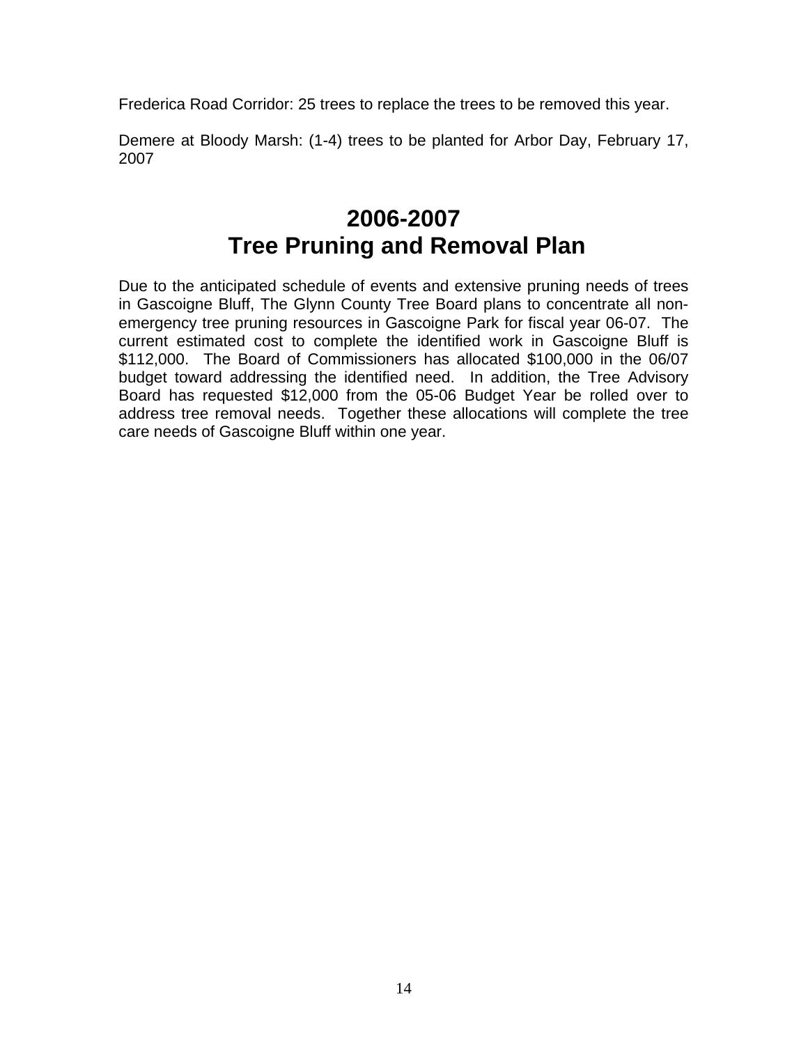Frederica Road Corridor: 25 trees to replace the trees to be removed this year.

Demere at Bloody Marsh: (1-4) trees to be planted for Arbor Day, February 17, 2007

# 2006-2007
# Tree Pruning and Removal Plan

Due to the anticipated schedule of events and extensive pruning needs of trees in Gascoigne Bluff, The Glynn County Tree Board plans to concentrate all non-emergency tree pruning resources in Gascoigne Park for fiscal year 06-07. The current estimated cost to complete the identified work in Gascoigne Bluff is $112,000. The Board of Commissioners has allocated $100,000 in the 06/07 budget toward addressing the identified need. In addition, the Tree Advisory Board has requested $12,000 from the 05-06 Budget Year be rolled over to address tree removal needs. Together these allocations will complete the tree care needs of Gascoigne Bluff within one year.